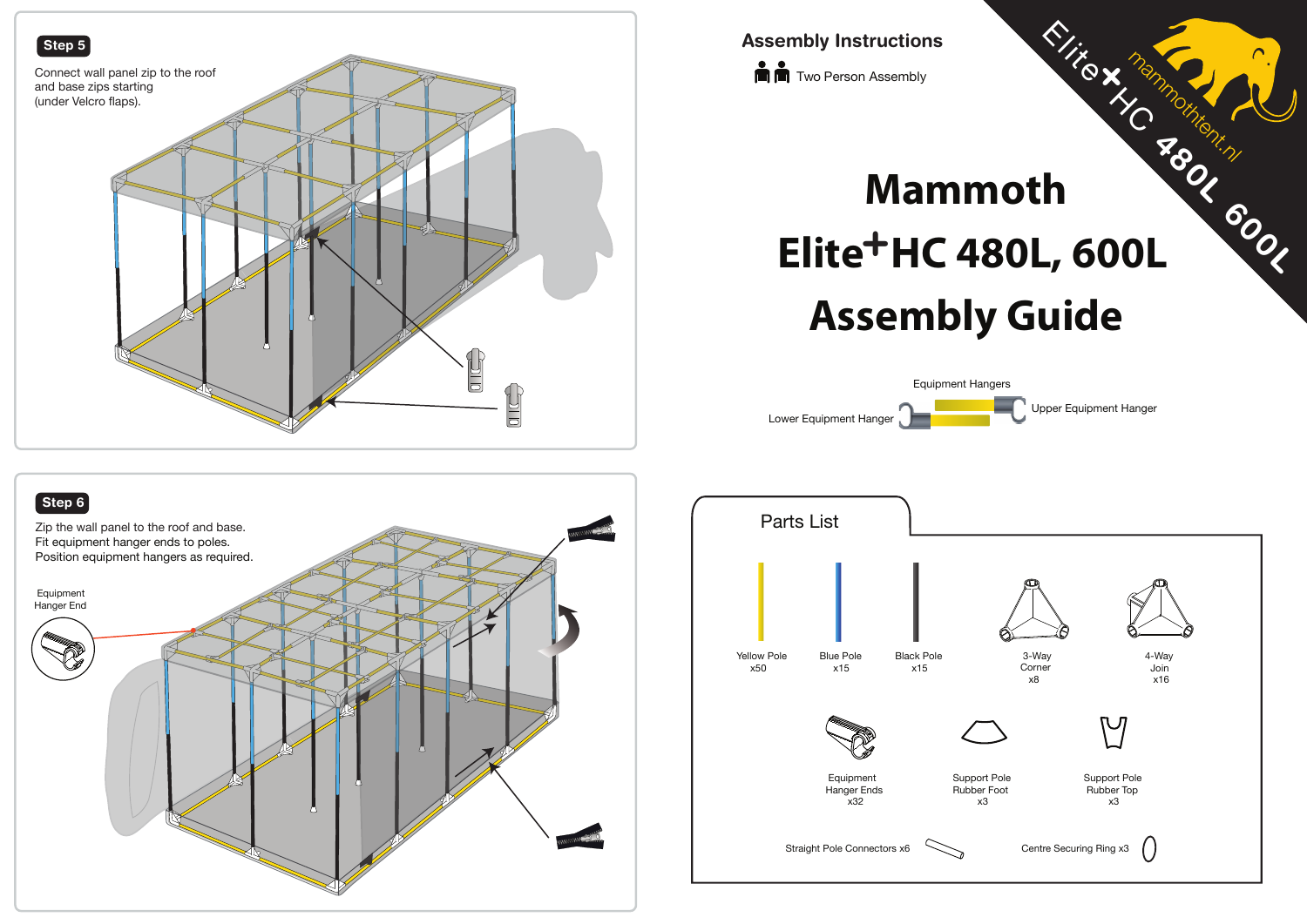## Step 5

Connect wall panel zip to the roof and base zips starting (under Velcro flaps).

## Step 6

Zip the wall panel to the roof and base.
Fit equipment hanger ends to poles.
Position equipment hangers as required.

Equipment Hanger End

# Assembly Instructions

Two Person Assembly

Elite+HC 480L 600L

mammothtent.nl

# Mammoth Elite+HC 480L, 600L Assembly Guide

Equipment Hangers

Lower Equipment Hanger

Upper Equipment Hanger

## Parts List

| Part | Quantity |
| --- | --- |
| Yellow Pole | x50 |
| Blue Pole | x15 |
| Black Pole | x15 |
| 3-Way Corner | x8 |
| 4-Way Join | x16 |
| Equipment Hanger Ends | x32 |
| Support Pole Rubber Foot | x3 |
| Support Pole Rubber Top | x3 |
| Straight Pole Connectors | x6 |
| Centre Securing Ring | x3 |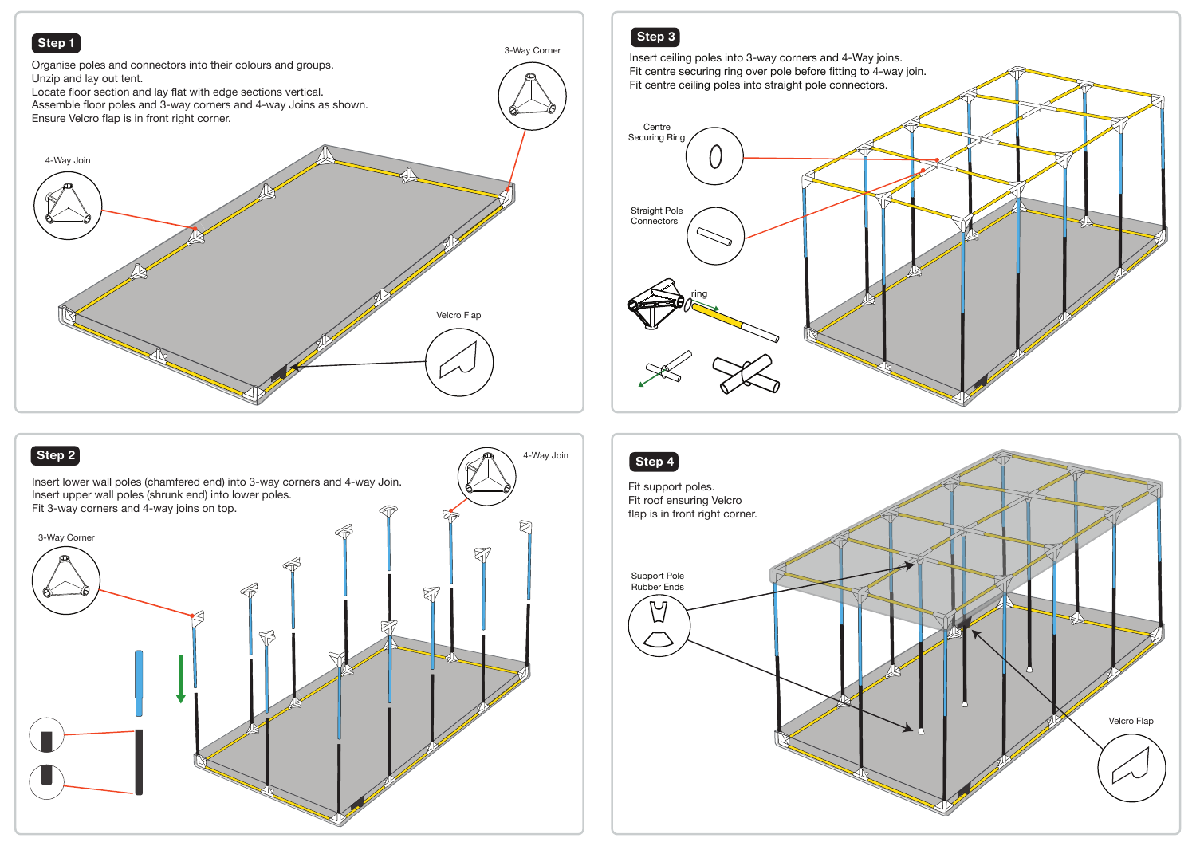## Step 1

Organise poles and connectors into their colours and groups.
Unzip and lay out tent.
Locate floor section and lay flat with edge sections vertical.
Assemble floor poles and 3-way corners and 4-way Joins as shown.
Ensure Velcro flap is in front right corner.

3-Way Corner

4-Way Join

Velcro Flap

## Step 2

Insert lower wall poles (chamfered end) into 3-way corners and 4-way Join.
Insert upper wall poles (shrunk end) into lower poles.
Fit 3-way corners and 4-way joins on top.

4-Way Join

3-Way Corner

## Step 3

Insert ceiling poles into 3-way corners and 4-Way joins.
Fit centre securing ring over pole before fitting to 4-way join.
Fit centre ceiling poles into straight pole connectors.

Centre Securing Ring

Straight Pole Connectors

ring

## Step 4

Fit support poles.
Fit roof ensuring Velcro flap is in front right corner.

Support Pole Rubber Ends

Velcro Flap